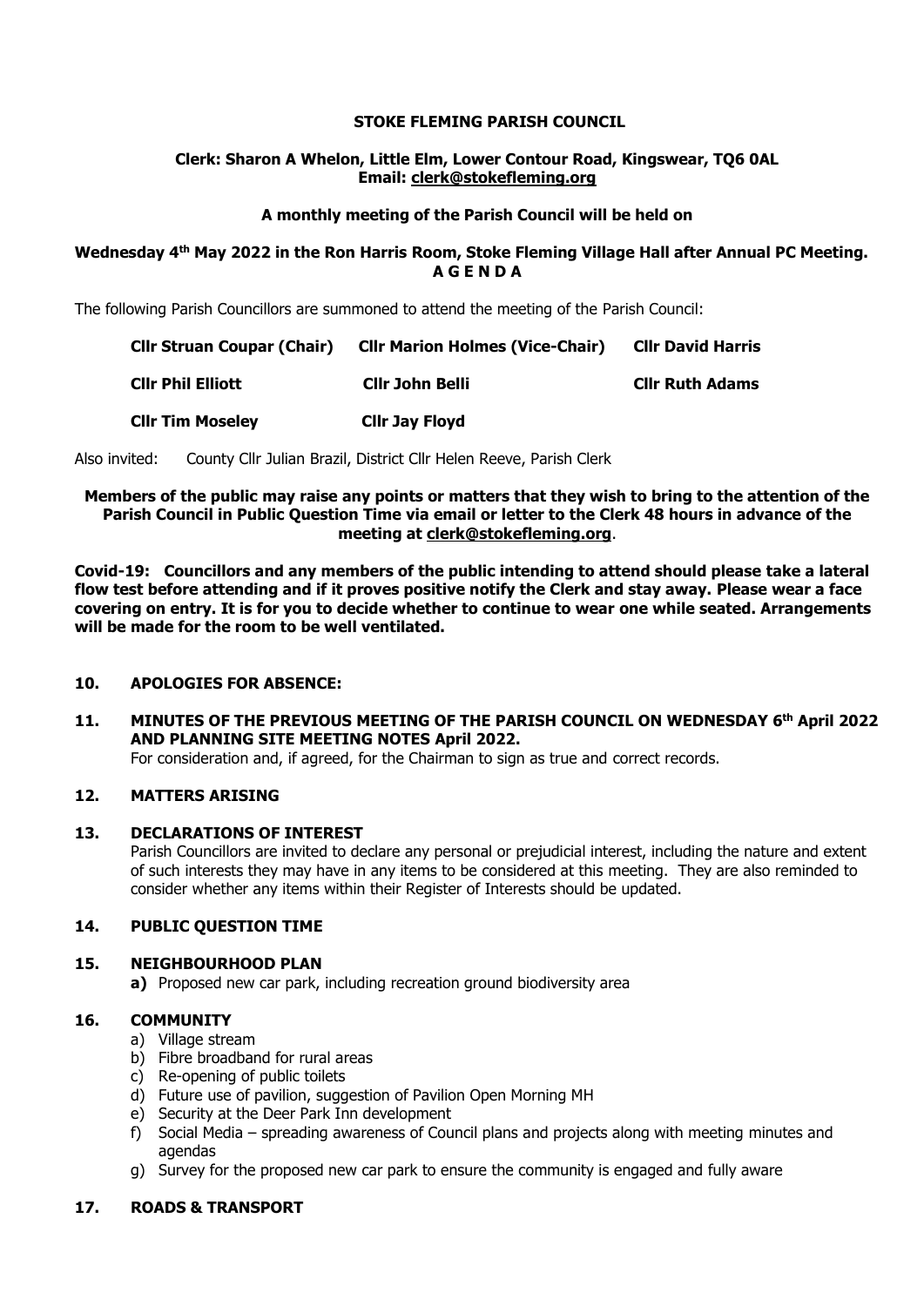**STOKE FLEMING PARISH COUNCIL**

**Clerk: Sharon A Whelon, Little Elm, Lower Contour Road, Kingswear, TQ6 0AL**
**Email: clerk@stokefleming.org**

**A monthly meeting of the Parish Council will be held on**

**Wednesday 4th May 2022 in the Ron Harris Room, Stoke Fleming Village Hall after Annual PC Meeting.**
**A G E N D A**

The following Parish Councillors are summoned to attend the meeting of the Parish Council:

| | | |
|---|---|---|
| **Cllr Struan Coupar (Chair)** | **Cllr Marion Holmes (Vice-Chair)** | **Cllr David Harris** |
| **Cllr Phil Elliott** | **Cllr John Belli** | **Cllr Ruth Adams** |
| **Cllr Tim Moseley** | **Cllr Jay Floyd** | |

Also invited: County Cllr Julian Brazil, District Cllr Helen Reeve, Parish Clerk

**Members of the public may raise any points or matters that they wish to bring to the attention of the Parish Council in Public Question Time via email or letter to the Clerk 48 hours in advance of the meeting at clerk@stokefleming.org**.

**Covid-19: Councillors and any members of the public intending to attend should please take a lateral flow test before attending and if it proves positive notify the Clerk and stay away. Please wear a face covering on entry. It is for you to decide whether to continue to wear one while seated. Arrangements will be made for the room to be well ventilated.**

**10. APOLOGIES FOR ABSENCE:**

**11. MINUTES OF THE PREVIOUS MEETING OF THE PARISH COUNCIL ON WEDNESDAY 6th April 2022 AND PLANNING SITE MEETING NOTES April 2022.**
For consideration and, if agreed, for the Chairman to sign as true and correct records.

**12. MATTERS ARISING**

**13. DECLARATIONS OF INTEREST**
Parish Councillors are invited to declare any personal or prejudicial interest, including the nature and extent of such interests they may have in any items to be considered at this meeting. They are also reminded to consider whether any items within their Register of Interests should be updated.

**14. PUBLIC QUESTION TIME**

**15. NEIGHBOURHOOD PLAN**
**a)** Proposed new car park, including recreation ground biodiversity area

**16. COMMUNITY**
a) Village stream
b) Fibre broadband for rural areas
c) Re-opening of public toilets
d) Future use of pavilion, suggestion of Pavilion Open Morning MH
e) Security at the Deer Park Inn development
f) Social Media – spreading awareness of Council plans and projects along with meeting minutes and agendas
g) Survey for the proposed new car park to ensure the community is engaged and fully aware

**17. ROADS & TRANSPORT**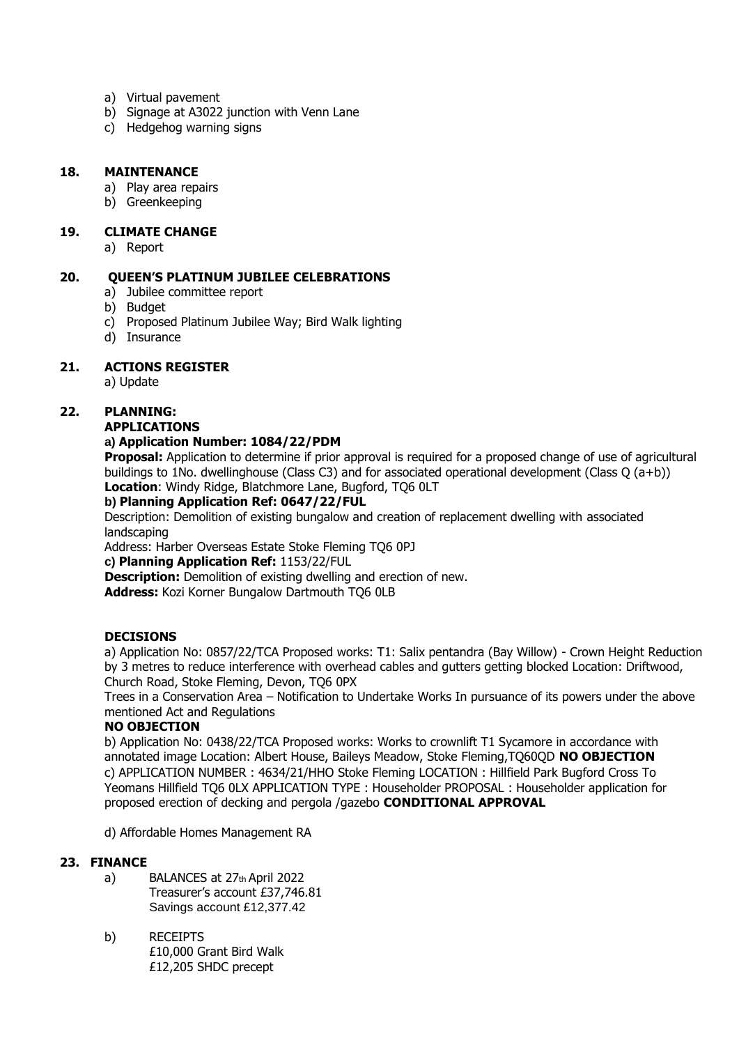a) Virtual pavement
b) Signage at A3022 junction with Venn Lane
c) Hedgehog warning signs

## 18. MAINTENANCE

a) Play area repairs
b) Greenkeeping

## 19. CLIMATE CHANGE

a) Report

## 20. QUEEN'S PLATINUM JUBILEE CELEBRATIONS

a) Jubilee committee report
b) Budget
c) Proposed Platinum Jubilee Way; Bird Walk lighting
d) Insurance

## 21. ACTIONS REGISTER

a) Update

## 22. PLANNING:

**APPLICATIONS**

**a) Application Number: 1084/22/PDM**

**Proposal:** Application to determine if prior approval is required for a proposed change of use of agricultural buildings to 1No. dwellinghouse (Class C3) and for associated operational development (Class Q (a+b))
**Location**: Windy Ridge, Blatchmore Lane, Bugford, TQ6 0LT

**b) Planning Application Ref: 0647/22/FUL**

Description: Demolition of existing bungalow and creation of replacement dwelling with associated landscaping
Address: Harber Overseas Estate Stoke Fleming TQ6 0PJ

**c) Planning Application Ref:** 1153/22/FUL

**Description:** Demolition of existing dwelling and erection of new.
**Address:** Kozi Korner Bungalow Dartmouth TQ6 0LB

**DECISIONS**

a) Application No: 0857/22/TCA Proposed works: T1: Salix pentandra (Bay Willow) - Crown Height Reduction by 3 metres to reduce interference with overhead cables and gutters getting blocked Location: Driftwood, Church Road, Stoke Fleming, Devon, TQ6 0PX
Trees in a Conservation Area – Notification to Undertake Works In pursuance of its powers under the above mentioned Act and Regulations

**NO OBJECTION**

b) Application No: 0438/22/TCA Proposed works: Works to crownlift T1 Sycamore in accordance with annotated image Location: Albert House, Baileys Meadow, Stoke Fleming,TQ60QD **NO OBJECTION**

c) APPLICATION NUMBER : 4634/21/HHO Stoke Fleming LOCATION : Hillfield Park Bugford Cross To Yeomans Hillfield TQ6 0LX APPLICATION TYPE : Householder PROPOSAL : Householder application for proposed erection of decking and pergola /gazebo **CONDITIONAL APPROVAL**

d) Affordable Homes Management RA

## 23. FINANCE

a) BALANCES at 27th April 2022
Treasurer's account £37,746.81
Savings account £12,377.42

b) RECEIPTS
£10,000 Grant Bird Walk
£12,205 SHDC precept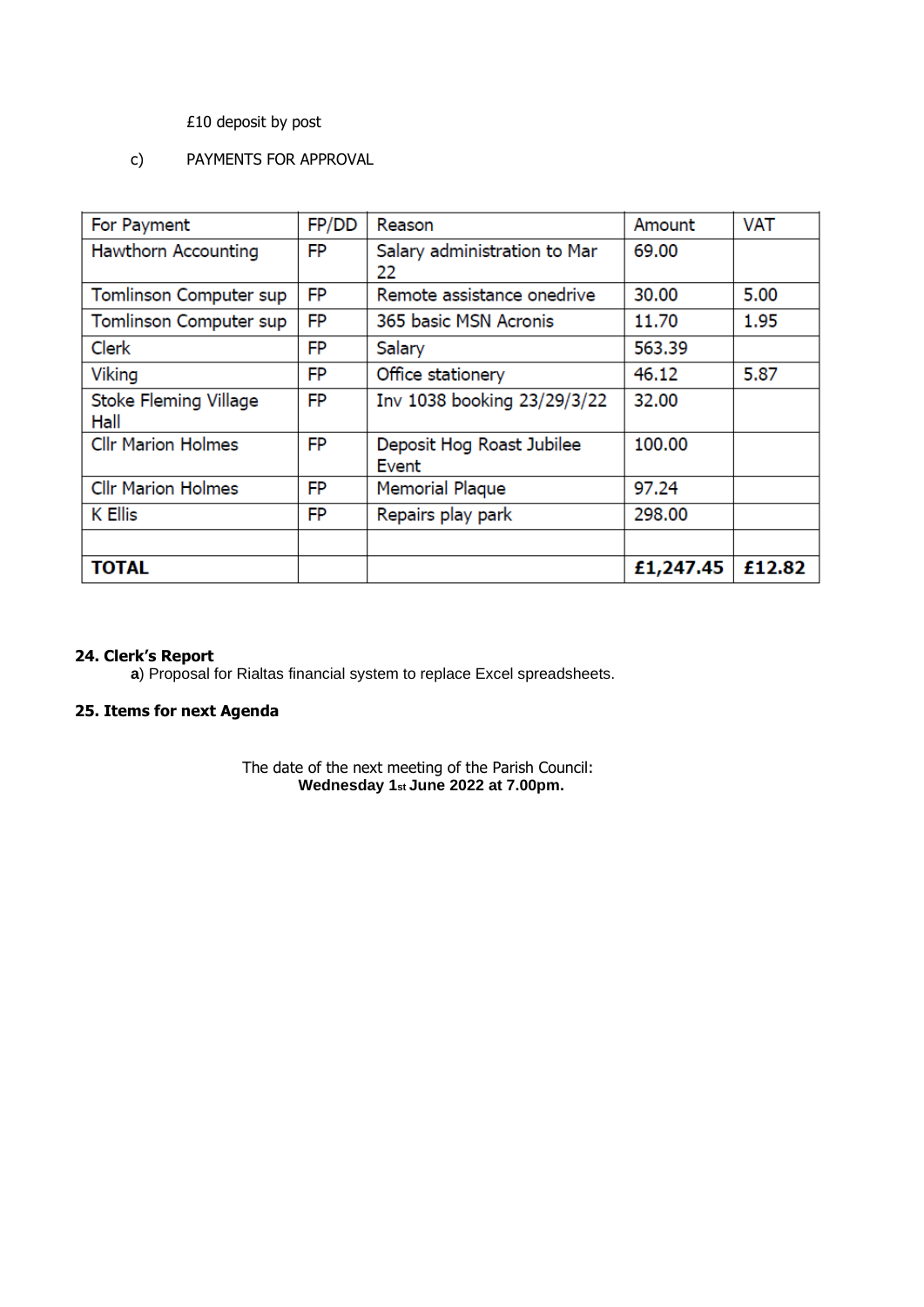£10 deposit by post

c) PAYMENTS FOR APPROVAL

| For Payment | FP/DD | Reason | Amount | VAT |
|---|---|---|---|---|
| Hawthorn Accounting | FP | Salary administration to Mar 22 | 69.00 | |
| Tomlinson Computer sup | FP | Remote assistance onedrive | 30.00 | 5.00 |
| Tomlinson Computer sup | FP | 365 basic MSN Acronis | 11.70 | 1.95 |
| Clerk | FP | Salary | 563.39 | |
| Viking | FP | Office stationery | 46.12 | 5.87 |
| Stoke Fleming Village Hall | FP | Inv 1038 booking 23/29/3/22 | 32.00 | |
| Cllr Marion Holmes | FP | Deposit Hog Roast Jubilee Event | 100.00 | |
| Cllr Marion Holmes | FP | Memorial Plaque | 97.24 | |
| K Ellis | FP | Repairs play park | 298.00 | |
| | | | | |
| **TOTAL** | | | **£1,247.45** | **£12.82** |

**24. Clerk's Report**

**a**) Proposal for Rialtas financial system to replace Excel spreadsheets.

**25. Items for next Agenda**

The date of the next meeting of the Parish Council:
**Wednesday 1st June 2022 at 7.00pm.**